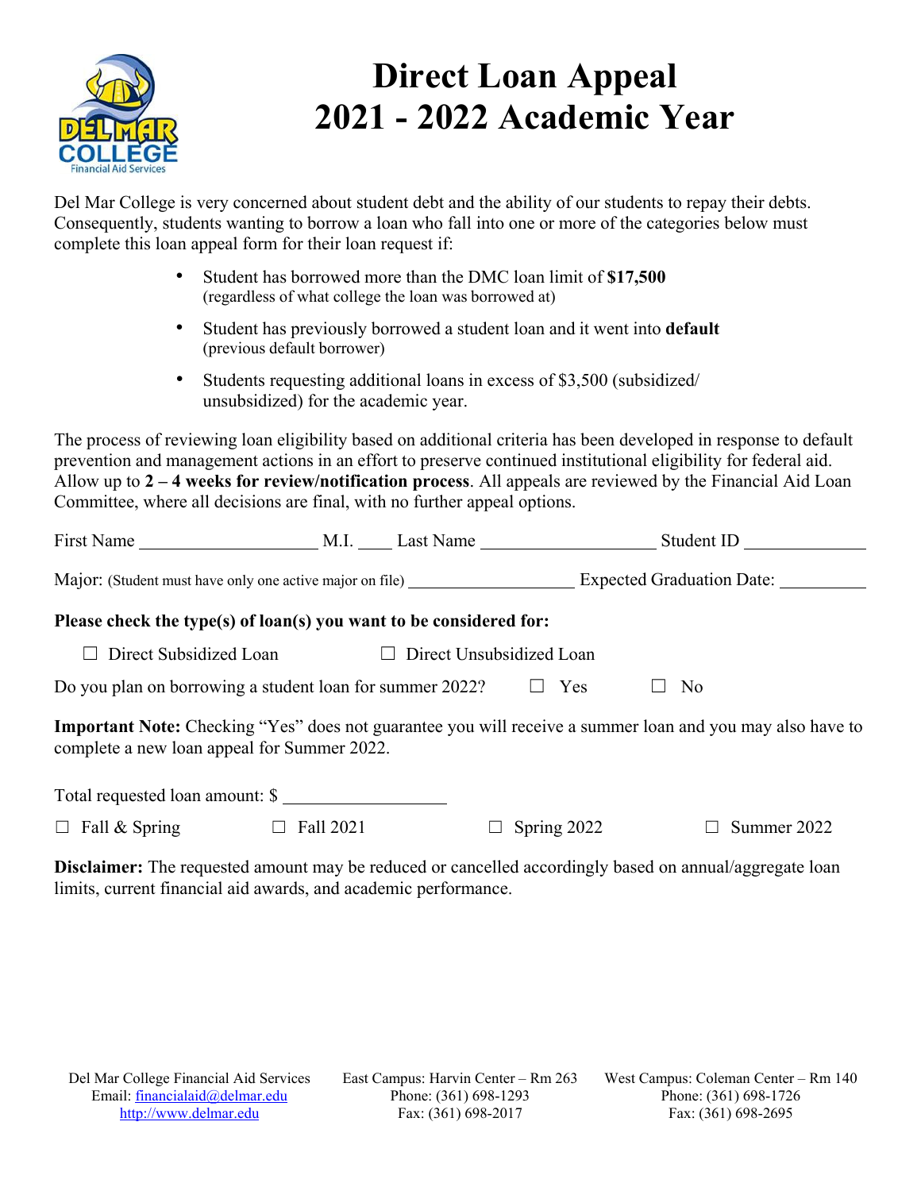# Direct Loan Appeal
# 2021 - 2022 Academic Year

Del Mar College is very concerned about student debt and the ability of our students to repay their debts. Consequently, students wanting to borrow a loan who fall into one or more of the categories below must complete this loan appeal form for their loan request if:

- Student has borrowed more than the DMC loan limit of **$17,500** (regardless of what college the loan was borrowed at)
- Student has previously borrowed a student loan and it went into **default** (previous default borrower)
- Students requesting additional loans in excess of $3,500 (subsidized/ unsubsidized) for the academic year.

The process of reviewing loan eligibility based on additional criteria has been developed in response to default prevention and management actions in an effort to preserve continued institutional eligibility for federal aid. Allow up to **2 – 4 weeks for review/notification process**. All appeals are reviewed by the Financial Aid Loan Committee, where all decisions are final, with no further appeal options.

First Name ____________________ M.I. ____ Last Name ____________________ Student ID ______________

Major: (Student must have only one active major on file) ____________________ Expected Graduation Date: __________

**Please check the type(s) of loan(s) you want to be considered for:**

☐ Direct Subsidized Loan ☐ Direct Unsubsidized Loan

Do you plan on borrowing a student loan for summer 2022? ☐ Yes ☐ No

**Important Note:** Checking "Yes" does not guarantee you will receive a summer loan and you may also have to complete a new loan appeal for Summer 2022.

Total requested loan amount: $ __________________

☐ Fall & Spring ☐ Fall 2021 ☐ Spring 2022 ☐ Summer 2022

**Disclaimer:** The requested amount may be reduced or cancelled accordingly based on annual/aggregate loan limits, current financial aid awards, and academic performance.

Del Mar College Financial Aid Services
Email: financialaid@delmar.edu
http://www.delmar.edu

East Campus: Harvin Center – Rm 263
Phone: (361) 698-1293
Fax: (361) 698-2017

West Campus: Coleman Center – Rm 140
Phone: (361) 698-1726
Fax: (361) 698-2695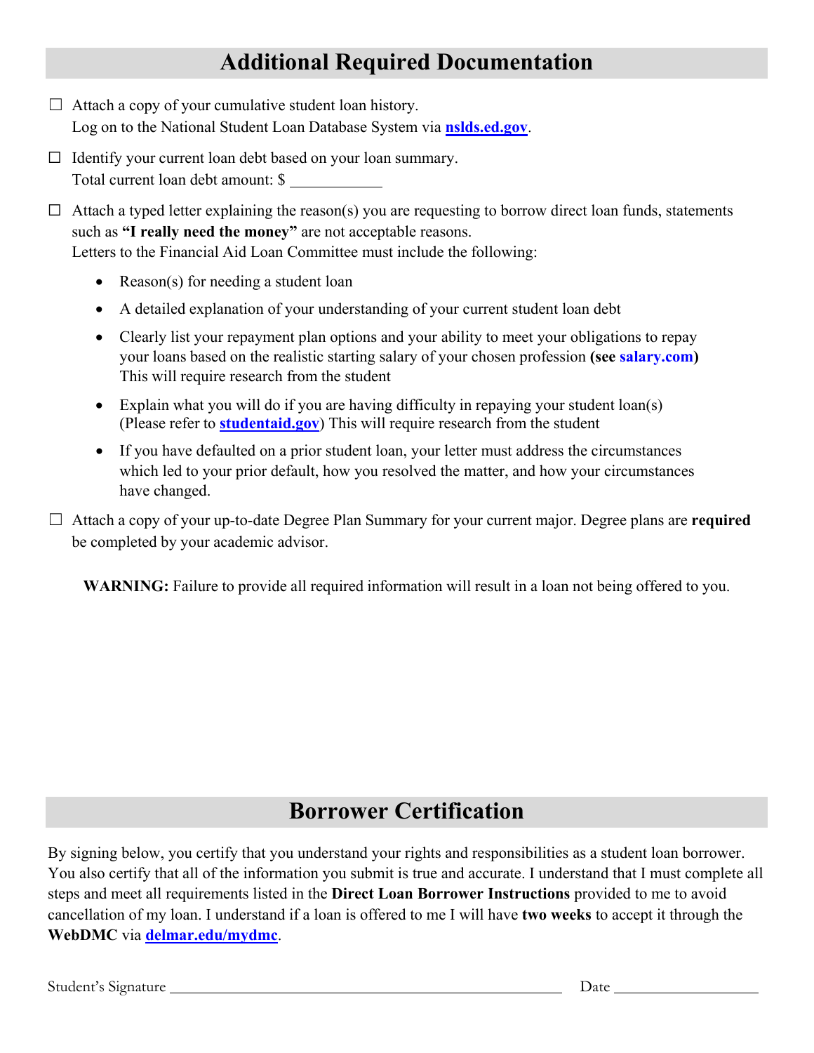## Additional Required Documentation

☐ Attach a copy of your cumulative student loan history.
Log on to the National Student Loan Database System via **nslds.ed.gov**.

☐ Identify your current loan debt based on your loan summary.
Total current loan debt amount: $ ____________

☐ Attach a typed letter explaining the reason(s) you are requesting to borrow direct loan funds, statements such as **"I really need the money"** are not acceptable reasons.
Letters to the Financial Aid Loan Committee must include the following:

- Reason(s) for needing a student loan
- A detailed explanation of your understanding of your current student loan debt
- Clearly list your repayment plan options and your ability to meet your obligations to repay your loans based on the realistic starting salary of your chosen profession **(see salary.com)** This will require research from the student
- Explain what you will do if you are having difficulty in repaying your student loan(s) (Please refer to **studentaid.gov**) This will require research from the student
- If you have defaulted on a prior student loan, your letter must address the circumstances which led to your prior default, how you resolved the matter, and how your circumstances have changed.

☐ Attach a copy of your up-to-date Degree Plan Summary for your current major. Degree plans are **required** be completed by your academic advisor.

**WARNING:** Failure to provide all required information will result in a loan not being offered to you.

## Borrower Certification

By signing below, you certify that you understand your rights and responsibilities as a student loan borrower. You also certify that all of the information you submit is true and accurate. I understand that I must complete all steps and meet all requirements listed in the **Direct Loan Borrower Instructions** provided to me to avoid cancellation of my loan. I understand if a loan is offered to me I will have **two weeks** to accept it through the **WebDMC** via **delmar.edu/mydmc**.

Student's Signature ______________________________________________ Date ________________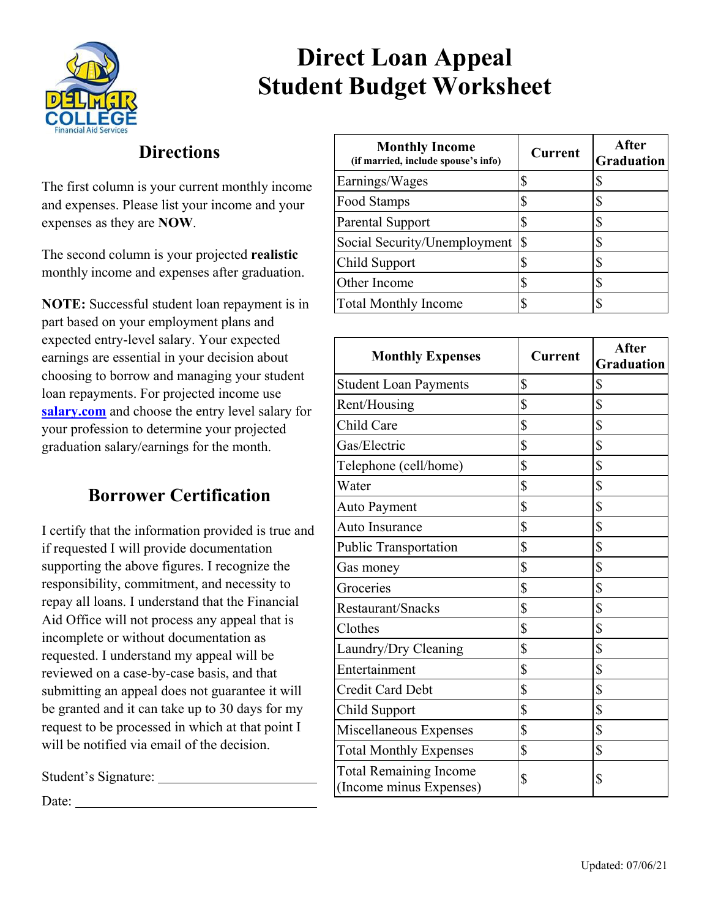# Direct Loan Appeal Student Budget Worksheet

## Directions

The first column is your current monthly income and expenses. Please list your income and your expenses as they are **NOW**.

The second column is your projected **realistic** monthly income and expenses after graduation.

**NOTE:** Successful student loan repayment is in part based on your employment plans and expected entry-level salary. Your expected earnings are essential in your decision about choosing to borrow and managing your student loan repayments. For projected income use **salary.com** and choose the entry level salary for your profession to determine your projected graduation salary/earnings for the month.

| Monthly Income (if married, include spouse's info) | Current | After Graduation |
|---|---|---|
| Earnings/Wages | $ | $ |
| Food Stamps | $ | $ |
| Parental Support | $ | $ |
| Social Security/Unemployment | $ | $ |
| Child Support | $ | $ |
| Other Income | $ | $ |
| Total Monthly Income | $ | $ |

| Monthly Expenses | Current | After Graduation |
|---|---|---|
| Student Loan Payments | $ | $ |
| Rent/Housing | $ | $ |
| Child Care | $ | $ |
| Gas/Electric | $ | $ |
| Telephone (cell/home) | $ | $ |
| Water | $ | $ |
| Auto Payment | $ | $ |
| Auto Insurance | $ | $ |
| Public Transportation | $ | $ |
| Gas money | $ | $ |
| Groceries | $ | $ |
| Restaurant/Snacks | $ | $ |
| Clothes | $ | $ |
| Laundry/Dry Cleaning | $ | $ |
| Entertainment | $ | $ |
| Credit Card Debt | $ | $ |
| Child Support | $ | $ |
| Miscellaneous Expenses | $ | $ |
| Total Monthly Expenses | $ | $ |
| Total Remaining Income (Income minus Expenses) | $ | $ |

## Borrower Certification

I certify that the information provided is true and if requested I will provide documentation supporting the above figures. I recognize the responsibility, commitment, and necessity to repay all loans. I understand that the Financial Aid Office will not process any appeal that is incomplete or without documentation as requested. I understand my appeal will be reviewed on a case-by-case basis, and that submitting an appeal does not guarantee it will be granted and it can take up to 30 days for my request to be processed in which at that point I will be notified via email of the decision.

Student's Signature: ______________________

Date: ______________________

Updated: 07/06/21